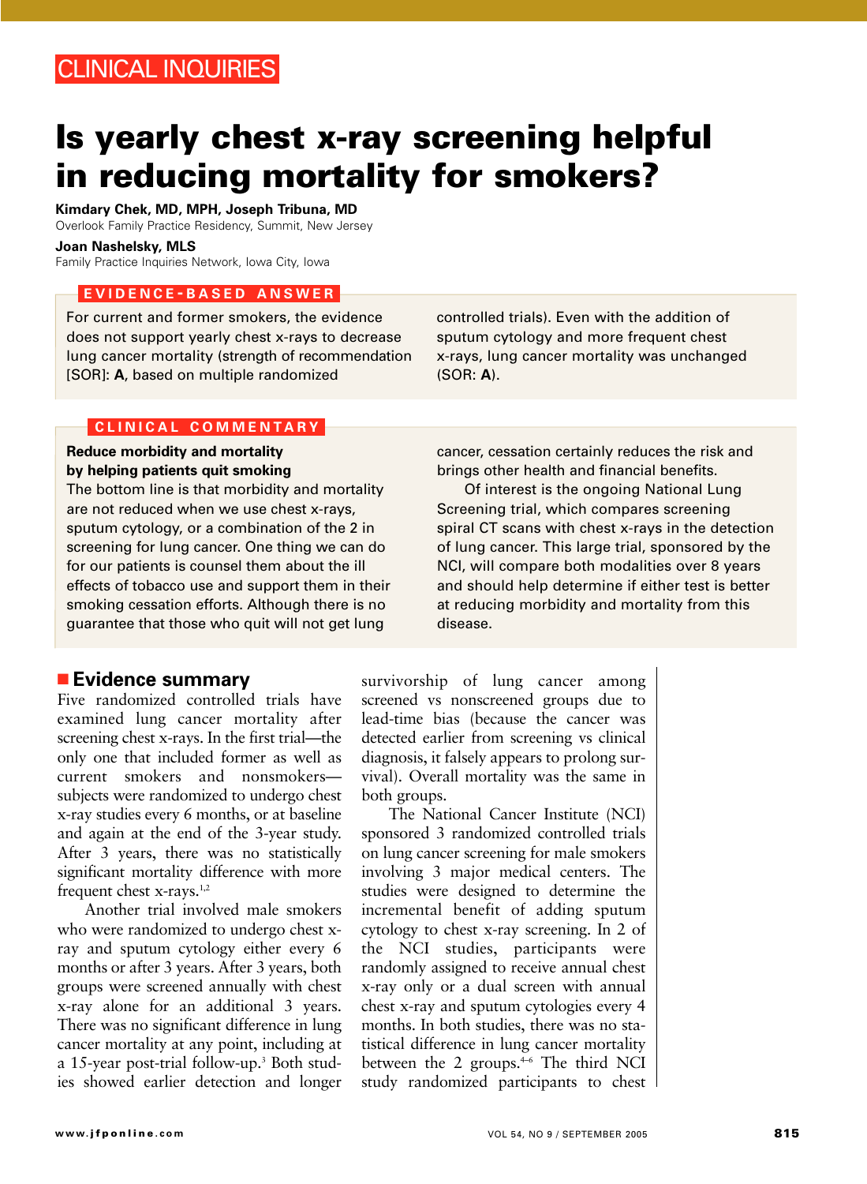CLINICAL INQUIRIES

# Is yearly chest x-ray screening helpful in reducing mortality for smokers?

**Kimdary Chek, MD, MPH, Joseph Tribuna, MD**
Overlook Family Practice Residency, Summit, New Jersey

**Joan Nashelsky, MLS**
Family Practice Inquiries Network, Iowa City, Iowa

## EVIDENCE-BASED ANSWER

For current and former smokers, the evidence does not support yearly chest x-rays to decrease lung cancer mortality (strength of recommendation [SOR]: **A**, based on multiple randomized controlled trials). Even with the addition of sputum cytology and more frequent chest x-rays, lung cancer mortality was unchanged (SOR: **A**).

## CLINICAL COMMENTARY

**Reduce morbidity and mortality by helping patients quit smoking**

The bottom line is that morbidity and mortality are not reduced when we use chest x-rays, sputum cytology, or a combination of the 2 in screening for lung cancer. One thing we can do for our patients is counsel them about the ill effects of tobacco use and support them in their smoking cessation efforts. Although there is no guarantee that those who quit will not get lung cancer, cessation certainly reduces the risk and brings other health and financial benefits.

Of interest is the ongoing National Lung Screening trial, which compares screening spiral CT scans with chest x-rays in the detection of lung cancer. This large trial, sponsored by the NCI, will compare both modalities over 8 years and should help determine if either test is better at reducing morbidity and mortality from this disease.

## Evidence summary

Five randomized controlled trials have examined lung cancer mortality after screening chest x-rays. In the first trial—the only one that included former as well as current smokers and nonsmokers—subjects were randomized to undergo chest x-ray studies every 6 months, or at baseline and again at the end of the 3-year study. After 3 years, there was no statistically significant mortality difference with more frequent chest x-rays.[1,2]

Another trial involved male smokers who were randomized to undergo chest x-ray and sputum cytology either every 6 months or after 3 years. After 3 years, both groups were screened annually with chest x-ray alone for an additional 3 years. There was no significant difference in lung cancer mortality at any point, including at a 15-year post-trial follow-up.[3] Both studies showed earlier detection and longer survivorship of lung cancer among screened vs nonscreened groups due to lead-time bias (because the cancer was detected earlier from screening vs clinical diagnosis, it falsely appears to prolong survival). Overall mortality was the same in both groups.

The National Cancer Institute (NCI) sponsored 3 randomized controlled trials on lung cancer screening for male smokers involving 3 major medical centers. The studies were designed to determine the incremental benefit of adding sputum cytology to chest x-ray screening. In 2 of the NCI studies, participants were randomly assigned to receive annual chest x-ray only or a dual screen with annual chest x-ray and sputum cytologies every 4 months. In both studies, there was no statistical difference in lung cancer mortality between the 2 groups.[4–6] The third NCI study randomized participants to chest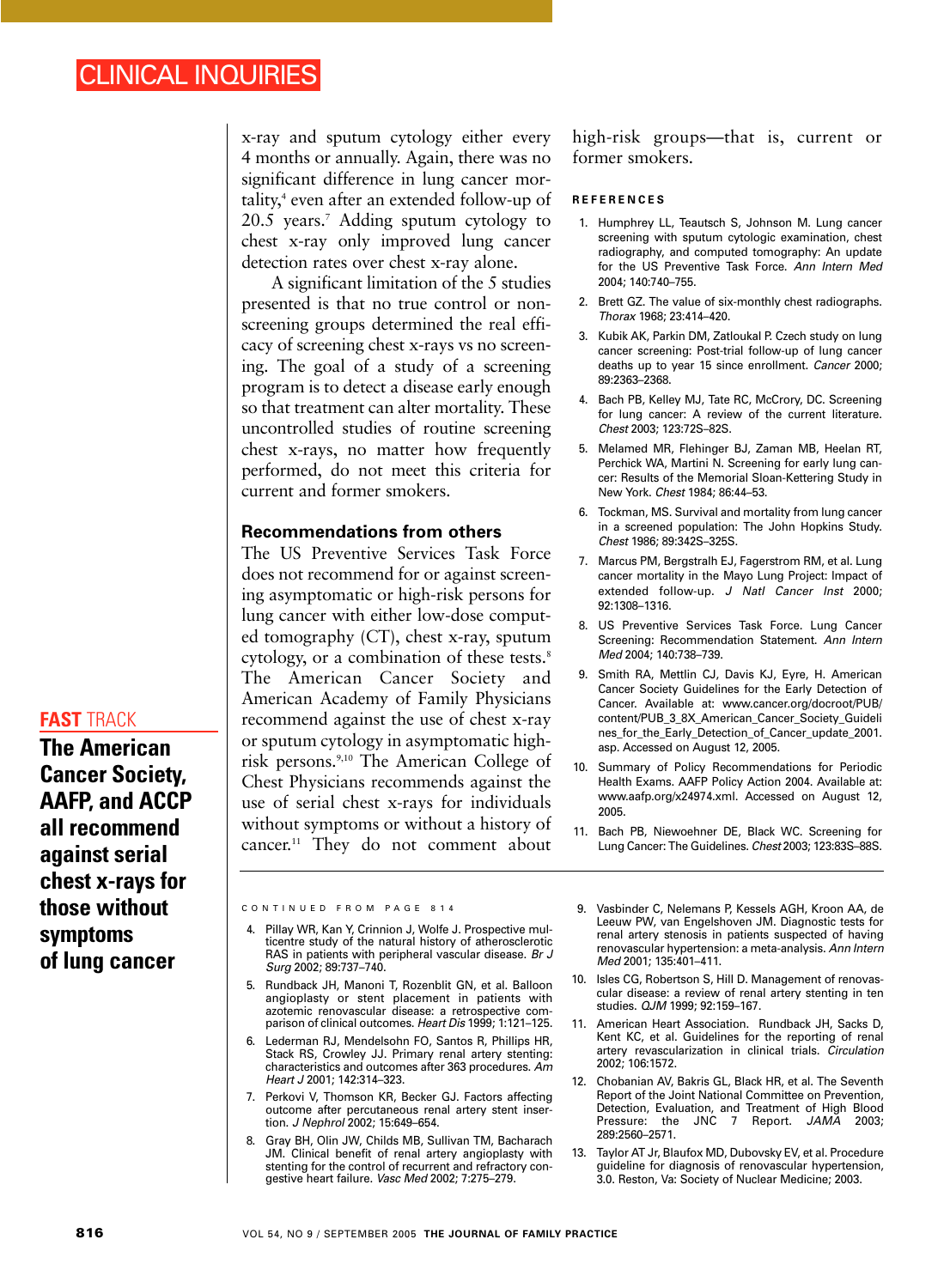x-ray and sputum cytology either every 4 months or annually. Again, there was no significant difference in lung cancer mortality,[4] even after an extended follow-up of 20.5 years.[7] Adding sputum cytology to chest x-ray only improved lung cancer detection rates over chest x-ray alone.

A significant limitation of the 5 studies presented is that no true control or nonscreening groups determined the real efficacy of screening chest x-rays vs no screening. The goal of a study of a screening program is to detect a disease early enough so that treatment can alter mortality. These uncontrolled studies of routine screening chest x-rays, no matter how frequently performed, do not meet this criteria for current and former smokers.

## Recommendations from others

The US Preventive Services Task Force does not recommend for or against screening asymptomatic or high-risk persons for lung cancer with either low-dose computed tomography (CT), chest x-ray, sputum cytology, or a combination of these tests.[8] The American Cancer Society and American Academy of Family Physicians recommend against the use of chest x-ray or sputum cytology in asymptomatic high-risk persons.[9,10] The American College of Chest Physicians recommends against the use of serial chest x-rays for individuals without symptoms or without a history of cancer.[11] They do not comment about high-risk groups—that is, current or former smokers.

**FAST TRACK**

**The American Cancer Society, AAFP, and ACCP all recommend against serial chest x-rays for those without symptoms of lung cancer**

### REFERENCES

1. Humphrey LL, Teautsch S, Johnson M. Lung cancer screening with sputum cytologic examination, chest radiography, and computed tomography: An update for the US Preventive Task Force. *Ann Intern Med* 2004; 140:740–755.
2. Brett GZ. The value of six-monthly chest radiographs. *Thorax* 1968; 23:414–420.
3. Kubik AK, Parkin DM, Zatloukal P. Czech study on lung cancer screening: Post-trial follow-up of lung cancer deaths up to year 15 since enrollment. *Cancer* 2000; 89:2363–2368.
4. Bach PB, Kelley MJ, Tate RC, McCrory, DC. Screening for lung cancer: A review of the current literature. *Chest* 2003; 123:72S–82S.
5. Melamed MR, Flehinger BJ, Zaman MB, Heelan RT, Perchick WA, Martini N. Screening for early lung cancer: Results of the Memorial Sloan-Kettering Study in New York. *Chest* 1984; 86:44–53.
6. Tockman, MS. Survival and mortality from lung cancer in a screened population: The John Hopkins Study. *Chest* 1986; 89:342S–325S.
7. Marcus PM, Bergstralh EJ, Fagerstrom RM, et al. Lung cancer mortality in the Mayo Lung Project: Impact of extended follow-up. *J Natl Cancer Inst* 2000; 92:1308–1316.
8. US Preventive Services Task Force. Lung Cancer Screening: Recommendation Statement. *Ann Intern Med* 2004; 140:738–739.
9. Smith RA, Mettlin CJ, Davis KJ, Eyre, H. American Cancer Society Guidelines for the Early Detection of Cancer. Available at: www.cancer.org/docroot/PUB/content/PUB_3_8X_American_Cancer_Society_Guidelines_for_the_Early_Detection_of_Cancer_update_2001.asp. Accessed on August 12, 2005.
10. Summary of Policy Recommendations for Periodic Health Exams. AAFP Policy Action 2004. Available at: www.aafp.org/x24974.xml. Accessed on August 12, 2005.
11. Bach PB, Niewoehner DE, Black WC. Screening for Lung Cancer: The Guidelines. *Chest* 2003; 123:83S–88S.

---

CONTINUED FROM PAGE 814

4. Pillay WR, Kan Y, Crinnion J, Wolfe J. Prospective multicentre study of the natural history of atherosclerotic RAS in patients with peripheral vascular disease. *Br J Surg* 2002; 89:737–740.
5. Rundback JH, Manoni T, Rozenblit GN, et al. Balloon angioplasty or stent placement in patients with azotemic renovascular disease: a retrospective comparison of clinical outcomes. *Heart Dis* 1999; 1:121–125.
6. Lederman RJ, Mendelsohn FO, Santos R, Phillips HR, Stack RS, Crowley JJ. Primary renal artery stenting: characteristics and outcomes after 363 procedures. *Am Heart J* 2001; 142:314–323.
7. Perkovi V, Thomson KR, Becker GJ. Factors affecting outcome after percutaneous renal artery stent insertion. *J Nephrol* 2002; 15:649–654.
8. Gray BH, Olin JW, Childs MB, Sullivan TM, Bacharach JM. Clinical benefit of renal artery angioplasty with stenting for the control of recurrent and refractory congestive heart failure. *Vasc Med* 2002; 7:275–279.
9. Vasbinder C, Nelemans P, Kessels AGH, Kroon AA, de Leeuw PW, van Engelshoven JM. Diagnostic tests for renal artery stenosis in patients suspected of having renovascular hypertension: a meta-analysis. *Ann Intern Med* 2001; 135:401–411.
10. Isles CG, Robertson S, Hill D. Management of renovascular disease: a review of renal artery stenting in ten studies. *QJM* 1999; 92:159–167.
11. American Heart Association. Rundback JH, Sacks D, Kent KC, et al. Guidelines for the reporting of renal artery revascularization in clinical trials. *Circulation* 2002; 106:1572.
12. Chobanian AV, Bakris GL, Black HR, et al. The Seventh Report of the Joint National Committee on Prevention, Detection, Evaluation, and Treatment of High Blood Pressure: the JNC 7 Report. *JAMA* 2003; 289:2560–2571.
13. Taylor AT Jr, Blaufox MD, Dubovsky EV, et al. Procedure guideline for diagnosis of renovascular hypertension, 3.0. Reston, Va: Society of Nuclear Medicine; 2003.